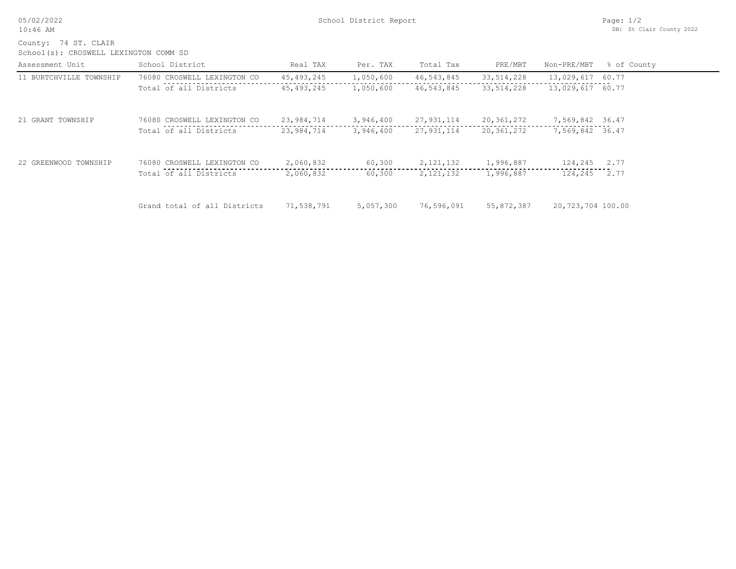05/02/2022
10:46 AM

School District Report

DB: St Clair County 2022

County: 74 ST. CLAIR
School(s): CROSWELL LEXINGTON COMM SD

| Assessment Unit | School District | Real TAX | Per. TAX | Total Tax | PRE/MBT | Non-PRE/MBT | % of County |
|---|---|---|---|---|---|---|---|
| 11 BURTCHVILLE TOWNSHIP | 76080 CROSWELL LEXINGTON CO | 45,493,245 | 1,050,600 | 46,543,845 | 33,514,228 | 13,029,617 | 60.77 |
| | Total of all Districts | 45,493,245 | 1,050,600 | 46,543,845 | 33,514,228 | 13,029,617 | 60.77 |
| 21 GRANT TOWNSHIP | 76080 CROSWELL LEXINGTON CO | 23,984,714 | 3,946,400 | 27,931,114 | 20,361,272 | 7,569,842 | 36.47 |
| | Total of all Districts | 23,984,714 | 3,946,400 | 27,931,114 | 20,361,272 | 7,569,842 | 36.47 |
| 22 GREENWOOD TOWNSHIP | 76080 CROSWELL LEXINGTON CO | 2,060,832 | 60,300 | 2,121,132 | 1,996,887 | 124,245 | 2.77 |
| | Total of all Districts | 2,060,832 | 60,300 | 2,121,132 | 1,996,887 | 124,245 | 2.77 |
| | Grand total of all Districts | 71,538,791 | 5,057,300 | 76,596,091 | 55,872,387 | 20,723,704 | 100.00 |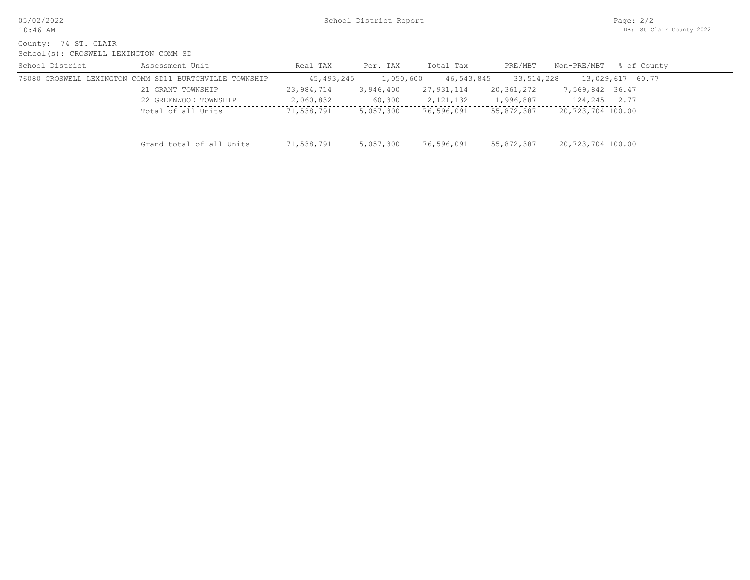County: 74 ST. CLAIR

School(s): CROSWELL LEXINGTON COMM SD

| School District | Assessment Unit | Real TAX | Per. TAX | Total Tax | PRE/MBT | Non-PRE/MBT | % of County |
|---|---|---|---|---|---|---|---|
| 76080 CROSWELL LEXINGTON COMM SD | 11 BURTCHVILLE TOWNSHIP | 45,493,245 | 1,050,600 | 46,543,845 | 33,514,228 | 13,029,617 | 60.77 |
| | 21 GRANT TOWNSHIP | 23,984,714 | 3,946,400 | 27,931,114 | 20,361,272 | 7,569,842 | 36.47 |
| | 22 GREENWOOD TOWNSHIP | 2,060,832 | 60,300 | 2,121,132 | 1,996,887 | 124,245 | 2.77 |
| | Total of all Units | 71,538,791 | 5,057,300 | 76,596,091 | 55,872,387 | 20,723,704 | 100.00 |
| | Grand total of all Units | 71,538,791 | 5,057,300 | 76,596,091 | 55,872,387 | 20,723,704 | 100.00 |